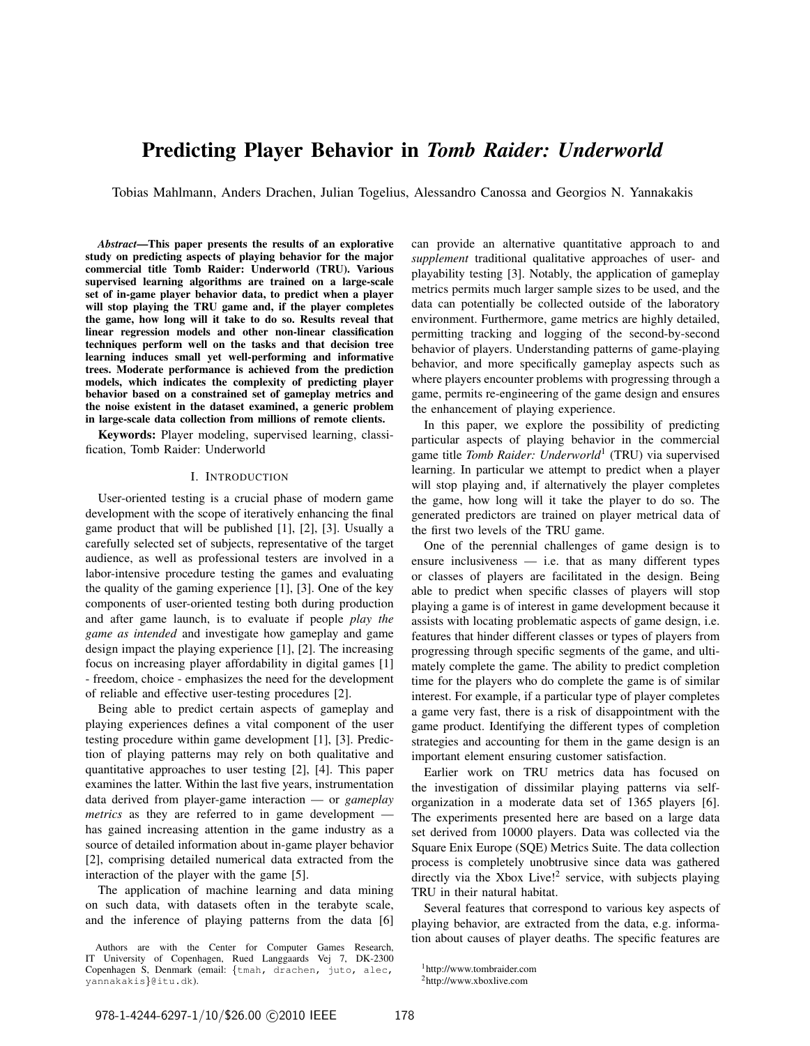# Predicting Player Behavior in *Tomb Raider: Underworld*

Tobias Mahlmann, Anders Drachen, Julian Togelius, Alessandro Canossa and Georgios N. Yannakakis

***Abstract*—This paper presents the results of an explorative study on predicting aspects of playing behavior for the major commercial title Tomb Raider: Underworld (TRU). Various supervised learning algorithms are trained on a large-scale set of in-game player behavior data, to predict when a player will stop playing the TRU game and, if the player completes the game, how long will it take to do so. Results reveal that linear regression models and other non-linear classification techniques perform well on the tasks and that decision tree learning induces small yet well-performing and informative trees. Moderate performance is achieved from the prediction models, which indicates the complexity of predicting player behavior based on a constrained set of gameplay metrics and the noise existent in the dataset examined, a generic problem in large-scale data collection from millions of remote clients.**

**Keywords:** Player modeling, supervised learning, classification, Tomb Raider: Underworld

## I. Introduction

User-oriented testing is a crucial phase of modern game development with the scope of iteratively enhancing the final game product that will be published [1], [2], [3]. Usually a carefully selected set of subjects, representative of the target audience, as well as professional testers are involved in a labor-intensive procedure testing the games and evaluating the quality of the gaming experience [1], [3]. One of the key components of user-oriented testing both during production and after game launch, is to evaluate if people *play the game as intended* and investigate how gameplay and game design impact the playing experience [1], [2]. The increasing focus on increasing player affordability in digital games [1] - freedom, choice - emphasizes the need for the development of reliable and effective user-testing procedures [2].

Being able to predict certain aspects of gameplay and playing experiences defines a vital component of the user testing procedure within game development [1], [3]. Prediction of playing patterns may rely on both qualitative and quantitative approaches to user testing [2], [4]. This paper examines the latter. Within the last five years, instrumentation data derived from player-game interaction — or *gameplay metrics* as they are referred to in game development — has gained increasing attention in the game industry as a source of detailed information about in-game player behavior [2], comprising detailed numerical data extracted from the interaction of the player with the game [5].

The application of machine learning and data mining on such data, with datasets often in the terabyte scale, and the inference of playing patterns from the data [6] can provide an alternative quantitative approach to and *supplement* traditional qualitative approaches of user- and playability testing [3]. Notably, the application of gameplay metrics permits much larger sample sizes to be used, and the data can potentially be collected outside of the laboratory environment. Furthermore, game metrics are highly detailed, permitting tracking and logging of the second-by-second behavior of players. Understanding patterns of game-playing behavior, and more specifically gameplay aspects such as where players encounter problems with progressing through a game, permits re-engineering of the game design and ensures the enhancement of playing experience.

In this paper, we explore the possibility of predicting particular aspects of playing behavior in the commercial game title *Tomb Raider: Underworld*[1] (TRU) via supervised learning. In particular we attempt to predict when a player will stop playing and, if alternatively the player completes the game, how long will it take the player to do so. The generated predictors are trained on player metrical data of the first two levels of the TRU game.

One of the perennial challenges of game design is to ensure inclusiveness — i.e. that as many different types or classes of players are facilitated in the design. Being able to predict when specific classes of players will stop playing a game is of interest in game development because it assists with locating problematic aspects of game design, i.e. features that hinder different classes or types of players from progressing through specific segments of the game, and ultimately complete the game. The ability to predict completion time for the players who do complete the game is of similar interest. For example, if a particular type of player completes a game very fast, there is a risk of disappointment with the game product. Identifying the different types of completion strategies and accounting for them in the game design is an important element ensuring customer satisfaction.

Earlier work on TRU metrics data has focused on the investigation of dissimilar playing patterns via self-organization in a moderate data set of 1365 players [6]. The experiments presented here are based on a large data set derived from 10000 players. Data was collected via the Square Enix Europe (SQE) Metrics Suite. The data collection process is completely unobtrusive since data was gathered directly via the Xbox Live![2] service, with subjects playing TRU in their natural habitat.

Several features that correspond to various key aspects of playing behavior, are extracted from the data, e.g. information about causes of player deaths. The specific features are

Authors are with the Center for Computer Games Research, IT University of Copenhagen, Rued Langgaards Vej 7, DK-2300 Copenhagen S, Denmark (email: {tmah, drachen, juto, alec, yannakakis}@itu.dk).

[1] http://www.tombraider.com

[2] http://www.xboxlive.com

978-1-4244-6297-1/10/$26.00 ©2010 IEEE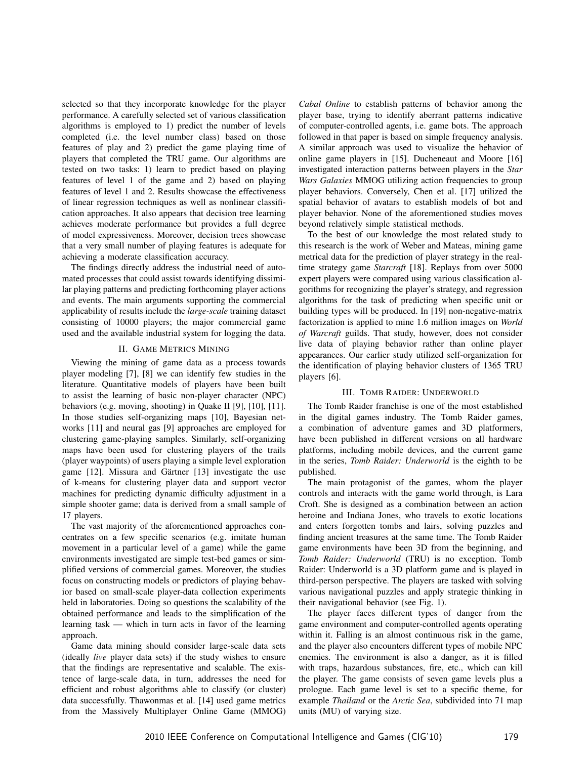selected so that they incorporate knowledge for the player performance. A carefully selected set of various classification algorithms is employed to 1) predict the number of levels completed (i.e. the level number class) based on those features of play and 2) predict the game playing time of players that completed the TRU game. Our algorithms are tested on two tasks: 1) learn to predict based on playing features of level 1 of the game and 2) based on playing features of level 1 and 2. Results showcase the effectiveness of linear regression techniques as well as nonlinear classification approaches. It also appears that decision tree learning achieves moderate performance but provides a full degree of model expressiveness. Moreover, decision trees showcase that a very small number of playing features is adequate for achieving a moderate classification accuracy.

The findings directly address the industrial need of automated processes that could assist towards identifying dissimilar playing patterns and predicting forthcoming player actions and events. The main arguments supporting the commercial applicability of results include the *large-scale* training dataset consisting of 10000 players; the major commercial game used and the available industrial system for logging the data.

## II. Game Metrics Mining

Viewing the mining of game data as a process towards player modeling [7], [8] we can identify few studies in the literature. Quantitative models of players have been built to assist the learning of basic non-player character (NPC) behaviors (e.g. moving, shooting) in Quake II [9], [10], [11]. In those studies self-organizing maps [10], Bayesian networks [11] and neural gas [9] approaches are employed for clustering game-playing samples. Similarly, self-organizing maps have been used for clustering players of the trails (player waypoints) of users playing a simple level exploration game [12]. Missura and Gärtner [13] investigate the use of k-means for clustering player data and support vector machines for predicting dynamic difficulty adjustment in a simple shooter game; data is derived from a small sample of 17 players.

The vast majority of the aforementioned approaches concentrates on a few specific scenarios (e.g. imitate human movement in a particular level of a game) while the game environments investigated are simple test-bed games or simplified versions of commercial games. Moreover, the studies focus on constructing models or predictors of playing behavior based on small-scale player-data collection experiments held in laboratories. Doing so questions the scalability of the obtained performance and leads to the simplification of the learning task — which in turn acts in favor of the learning approach.

Game data mining should consider large-scale data sets (ideally *live* player data sets) if the study wishes to ensure that the findings are representative and scalable. The existence of large-scale data, in turn, addresses the need for efficient and robust algorithms able to classify (or cluster) data successfully. Thawonmas et al. [14] used game metrics from the Massively Multiplayer Online Game (MMOG) *Cabal Online* to establish patterns of behavior among the player base, trying to identify aberrant patterns indicative of computer-controlled agents, i.e. game bots. The approach followed in that paper is based on simple frequency analysis. A similar approach was used to visualize the behavior of online game players in [15]. Ducheneaut and Moore [16] investigated interaction patterns between players in the *Star Wars Galaxies* MMOG utilizing action frequencies to group player behaviors. Conversely, Chen et al. [17] utilized the spatial behavior of avatars to establish models of bot and player behavior. None of the aforementioned studies moves beyond relatively simple statistical methods.

To the best of our knowledge the most related study to this research is the work of Weber and Mateas, mining game metrical data for the prediction of player strategy in the real-time strategy game *Starcraft* [18]. Replays from over 5000 expert players were compared using various classification algorithms for recognizing the player's strategy, and regression algorithms for the task of predicting when specific unit or building types will be produced. In [19] non-negative-matrix factorization is applied to mine 1.6 million images on *World of Warcraft* guilds. That study, however, does not consider live data of playing behavior rather than online player appearances. Our earlier study utilized self-organization for the identification of playing behavior clusters of 1365 TRU players [6].

## III. Tomb Raider: Underworld

The Tomb Raider franchise is one of the most established in the digital games industry. The Tomb Raider games, a combination of adventure games and 3D platformers, have been published in different versions on all hardware platforms, including mobile devices, and the current game in the series, *Tomb Raider: Underworld* is the eighth to be published.

The main protagonist of the games, whom the player controls and interacts with the game world through, is Lara Croft. She is designed as a combination between an action heroine and Indiana Jones, who travels to exotic locations and enters forgotten tombs and lairs, solving puzzles and finding ancient treasures at the same time. The Tomb Raider game environments have been 3D from the beginning, and *Tomb Raider: Underworld* (TRU) is no exception. Tomb Raider: Underworld is a 3D platform game and is played in third-person perspective. The players are tasked with solving various navigational puzzles and apply strategic thinking in their navigational behavior (see Fig. 1).

The player faces different types of danger from the game environment and computer-controlled agents operating within it. Falling is an almost continuous risk in the game, and the player also encounters different types of mobile NPC enemies. The environment is also a danger, as it is filled with traps, hazardous substances, fire, etc., which can kill the player. The game consists of seven game levels plus a prologue. Each game level is set to a specific theme, for example *Thailand* or the *Arctic Sea*, subdivided into 71 map units (MU) of varying size.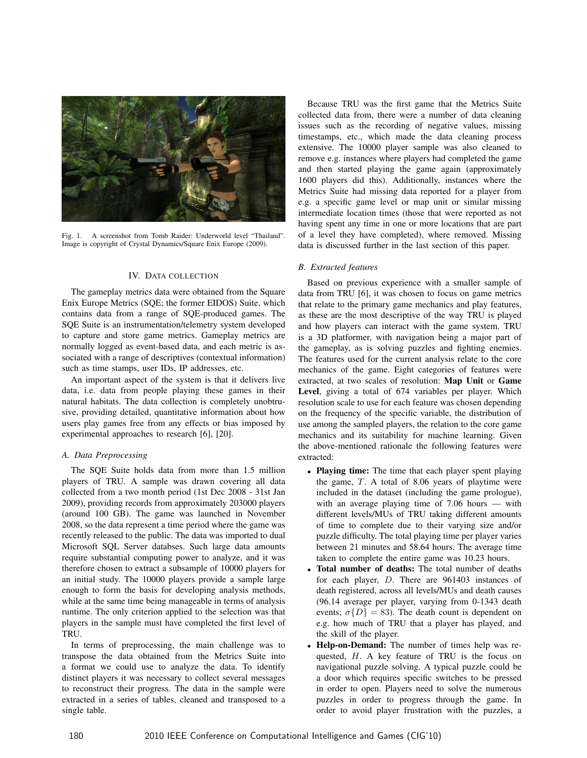Fig. 1. A screenshot from Tomb Raider: Underworld level "Thailand". Image is copyright of Crystal Dynamics/Square Enix Europe (2009).

## IV. Data collection

The gameplay metrics data were obtained from the Square Enix Europe Metrics (SQE; the former EIDOS) Suite, which contains data from a range of SQE-produced games. The SQE Suite is an instrumentation/telemetry system developed to capture and store game metrics. Gameplay metrics are normally logged as event-based data, and each metric is associated with a range of descriptives (contextual information) such as time stamps, user IDs, IP addresses, etc.

An important aspect of the system is that it delivers live data, i.e. data from people playing these games in their natural habitats. The data collection is completely unobtrusive, providing detailed, quantitative information about how users play games free from any effects or bias imposed by experimental approaches to research [6], [20].

### A. Data Preprocessing

The SQE Suite holds data from more than 1.5 million players of TRU. A sample was drawn covering all data collected from a two month period (1st Dec 2008 - 31st Jan 2009), providing records from approximately 203000 players (around 100 GB). The game was launched in November 2008, so the data represent a time period where the game was recently released to the public. The data was imported to dual Microsoft SQL Server databses. Such large data amounts require substantial computing power to analyze, and it was therefore chosen to extract a subsample of 10000 players for an initial study. The 10000 players provide a sample large enough to form the basis for developing analysis methods, while at the same time being manageable in terms of analysis runtime. The only criterion applied to the selection was that players in the sample must have completed the first level of TRU.

In terms of preprocessing, the main challenge was to transpose the data obtained from the Metrics Suite into a format we could use to analyze the data. To identify distinct players it was necessary to collect several messages to reconstruct their progress. The data in the sample were extracted in a series of tables, cleaned and transposed to a single table.

Because TRU was the first game that the Metrics Suite collected data from, there were a number of data cleaning issues such as the recording of negative values, missing timestamps, etc., which made the data cleaning process extensive. The 10000 player sample was also cleaned to remove e.g. instances where players had completed the game and then started playing the game again (approximately 1600 players did this). Additionally, instances where the Metrics Suite had missing data reported for a player from e.g. a specific game level or map unit or similar missing intermediate location times (those that were reported as not having spent any time in one or more locations that are part of a level they have completed), where removed. Missing data is discussed further in the last section of this paper.

### B. Extracted features

Based on previous experience with a smaller sample of data from TRU [6], it was chosen to focus on game metrics that relate to the primary game mechanics and play features, as these are the most descriptive of the way TRU is played and how players can interact with the game system. TRU is a 3D platformer, with navigation being a major part of the gameplay, as is solving puzzles and fighting enemies. The features used for the current analysis relate to the core mechanics of the game. Eight categories of features were extracted, at two scales of resolution: **Map Unit** or **Game Level**, giving a total of 674 variables per player. Which resolution scale to use for each feature was chosen depending on the frequency of the specific variable, the distribution of use among the sampled players, the relation to the core game mechanics and its suitability for machine learning. Given the above-mentioned rationale the following features were extracted:

- **Playing time:** The time that each player spent playing the game, $T$. A total of 8.06 years of playtime were included in the dataset (including the game prologue), with an average playing time of 7.06 hours — with different levels/MUs of TRU taking different amounts of time to complete due to their varying size and/or puzzle difficulty. The total playing time per player varies between 21 minutes and 58.64 hours. The average time taken to complete the entire game was 10.23 hours.
- **Total number of deaths:** The total number of deaths for each player, $D$. There are 961403 instances of death registered, across all levels/MUs and death causes (96.14 average per player, varying from 0-1343 death events; $\sigma\{D\} = 83$). The death count is dependent on e.g. how much of TRU that a player has played, and the skill of the player.
- **Help-on-Demand:** The number of times help was requested, $H$. A key feature of TRU is the focus on navigational puzzle solving. A typical puzzle could be a door which requires specific switches to be pressed in order to open. Players need to solve the numerous puzzles in order to progress through the game. In order to avoid player frustration with the puzzles, a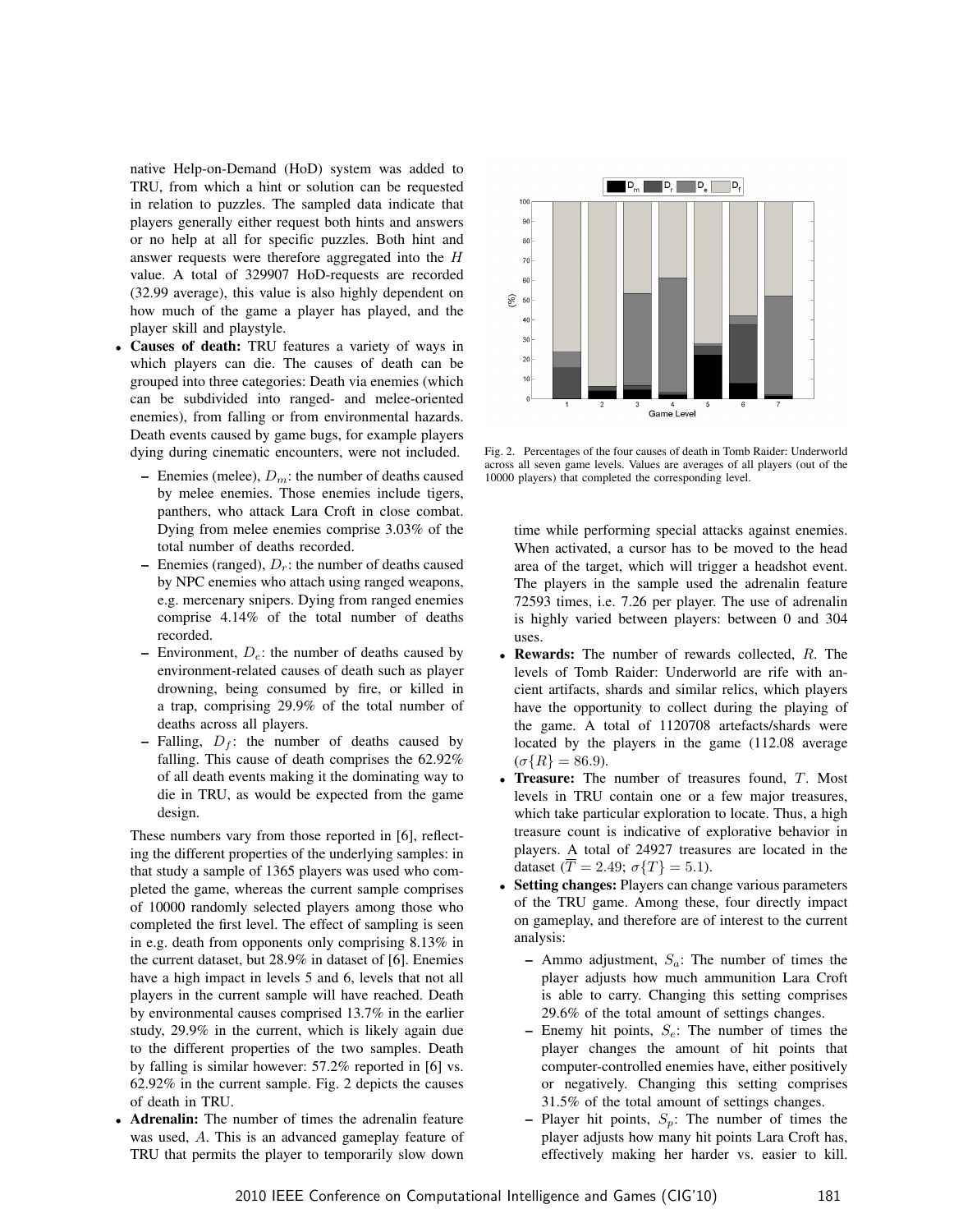native Help-on-Demand (HoD) system was added to TRU, from which a hint or solution can be requested in relation to puzzles. The sampled data indicate that players generally either request both hints and answers or no help at all for specific puzzles. Both hint and answer requests were therefore aggregated into the $H$ value. A total of 329907 HoD-requests are recorded (32.99 average), this value is also highly dependent on how much of the game a player has played, and the player skill and playstyle.

- **Causes of death:** TRU features a variety of ways in which players can die. The causes of death can be grouped into three categories: Death via enemies (which can be subdivided into ranged- and melee-oriented enemies), from falling or from environmental hazards. Death events caused by game bugs, for example players dying during cinematic encounters, were not included.
  - Enemies (melee), $D_m$: the number of deaths caused by melee enemies. Those enemies include tigers, panthers, who attack Lara Croft in close combat. Dying from melee enemies comprise 3.03% of the total number of deaths recorded.
  - Enemies (ranged), $D_r$: the number of deaths caused by NPC enemies who attach using ranged weapons, e.g. mercenary snipers. Dying from ranged enemies comprise 4.14% of the total number of deaths recorded.
  - Environment, $D_e$: the number of deaths caused by environment-related causes of death such as player drowning, being consumed by fire, or killed in a trap, comprising 29.9% of the total number of deaths across all players.
  - Falling, $D_f$: the number of deaths caused by falling. This cause of death comprises the 62.92% of all death events making it the dominating way to die in TRU, as would be expected from the game design.

  These numbers vary from those reported in [6], reflecting the different properties of the underlying samples: in that study a sample of 1365 players was used who completed the game, whereas the current sample comprises of 10000 randomly selected players among those who completed the first level. The effect of sampling is seen in e.g. death from opponents only comprising 8.13% in the current dataset, but 28.9% in dataset of [6]. Enemies have a high impact in levels 5 and 6, levels that not all players in the current sample will have reached. Death by environmental causes comprised 13.7% in the earlier study, 29.9% in the current, which is likely again due to the different properties of the two samples. Death by falling is similar however: 57.2% reported in [6] vs. 62.92% in the current sample. Fig. 2 depicts the causes of death in TRU.
- **Adrenalin:** The number of times the adrenalin feature was used, $A$. This is an advanced gameplay feature of TRU that permits the player to temporarily slow down time while performing special attacks against enemies. When activated, a cursor has to be moved to the head area of the target, which will trigger a headshot event. The players in the sample used the adrenalin feature 72593 times, i.e. 7.26 per player. The use of adrenalin is highly varied between players: between 0 and 304 uses.

Fig. 2. Percentages of the four causes of death in Tomb Raider: Underworld across all seven game levels. Values are averages of all players (out of the 10000 players) that completed the corresponding level.

- **Rewards:** The number of rewards collected, $R$. The levels of Tomb Raider: Underworld are rife with ancient artifacts, shards and similar relics, which players have the opportunity to collect during the playing of the game. A total of 1120708 artefacts/shards were located by the players in the game (112.08 average ($\sigma\{R\} = 86.9$).
- **Treasure:** The number of treasures found, $T$. Most levels in TRU contain one or a few major treasures, which take particular exploration to locate. Thus, a high treasure count is indicative of explorative behavior in players. A total of 24927 treasures are located in the dataset ($\overline{T} = 2.49$; $\sigma\{T\} = 5.1$).
- **Setting changes:** Players can change various parameters of the TRU game. Among these, four directly impact on gameplay, and therefore are of interest to the current analysis:
  - Ammo adjustment, $S_a$: The number of times the player adjusts how much ammunition Lara Croft is able to carry. Changing this setting comprises 29.6% of the total amount of settings changes.
  - Enemy hit points, $S_e$: The number of times the player changes the amount of hit points that computer-controlled enemies have, either positively or negatively. Changing this setting comprises 31.5% of the total amount of settings changes.
  - Player hit points, $S_p$: The number of times the player adjusts how many hit points Lara Croft has, effectively making her harder vs. easier to kill.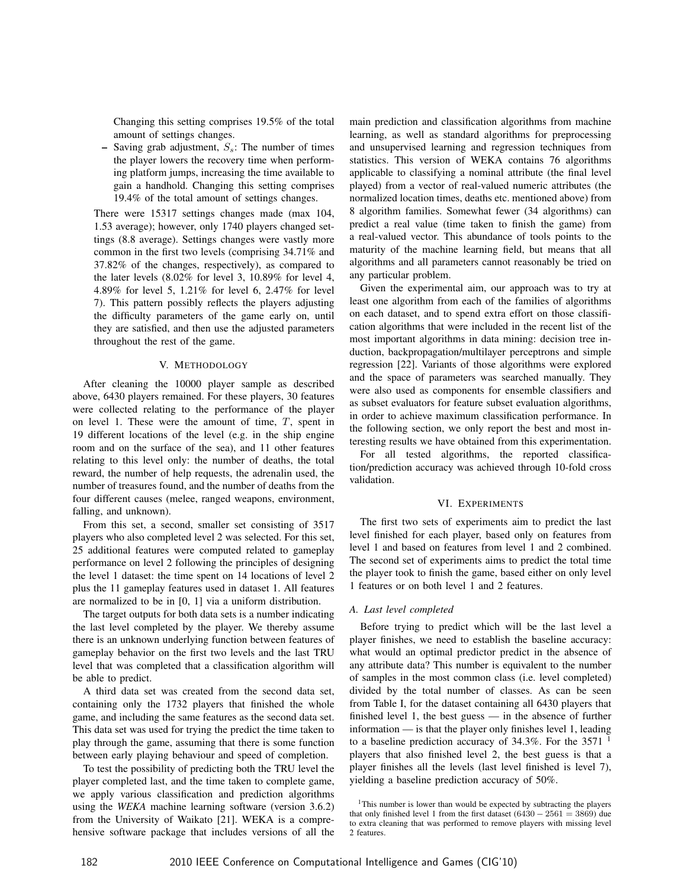Changing this setting comprises 19.5% of the total amount of settings changes.

   – Saving grab adjustment, $S_s$: The number of times the player lowers the recovery time when performing platform jumps, increasing the time available to gain a handhold. Changing this setting comprises 19.4% of the total amount of settings changes.

There were 15317 settings changes made (max 104, 1.53 average); however, only 1740 players changed settings (8.8 average). Settings changes were vastly more common in the first two levels (comprising 34.71% and 37.82% of the changes, respectively), as compared to the later levels (8.02% for level 3, 10.89% for level 4, 4.89% for level 5, 1.21% for level 6, 2.47% for level 7). This pattern possibly reflects the players adjusting the difficulty parameters of the game early on, until they are satisfied, and then use the adjusted parameters throughout the rest of the game.

## V. Methodology

After cleaning the 10000 player sample as described above, 6430 players remained. For these players, 30 features were collected relating to the performance of the player on level 1. These were the amount of time, $T$, spent in 19 different locations of the level (e.g. in the ship engine room and on the surface of the sea), and 11 other features relating to this level only: the number of deaths, the total reward, the number of help requests, the adrenalin used, the number of treasures found, and the number of deaths from the four different causes (melee, ranged weapons, environment, falling, and unknown).

From this set, a second, smaller set consisting of 3517 players who also completed level 2 was selected. For this set, 25 additional features were computed related to gameplay performance on level 2 following the principles of designing the level 1 dataset: the time spent on 14 locations of level 2 plus the 11 gameplay features used in dataset 1. All features are normalized to be in [0, 1] via a uniform distribution.

The target outputs for both data sets is a number indicating the last level completed by the player. We thereby assume there is an unknown underlying function between features of gameplay behavior on the first two levels and the last TRU level that was completed that a classification algorithm will be able to predict.

A third data set was created from the second data set, containing only the 1732 players that finished the whole game, and including the same features as the second data set. This data set was used for trying the predict the time taken to play through the game, assuming that there is some function between early playing behaviour and speed of completion.

To test the possibility of predicting both the TRU level the player completed last, and the time taken to complete game, we apply various classification and prediction algorithms using the *WEKA* machine learning software (version 3.6.2) from the University of Waikato [21]. WEKA is a comprehensive software package that includes versions of all the main prediction and classification algorithms from machine learning, as well as standard algorithms for preprocessing and unsupervised learning and regression techniques from statistics. This version of WEKA contains 76 algorithms applicable to classifying a nominal attribute (the final level played) from a vector of real-valued numeric attributes (the normalized location times, deaths etc. mentioned above) from 8 algorithm families. Somewhat fewer (34 algorithms) can predict a real value (time taken to finish the game) from a real-valued vector. This abundance of tools points to the maturity of the machine learning field, but means that all algorithms and all parameters cannot reasonably be tried on any particular problem.

Given the experimental aim, our approach was to try at least one algorithm from each of the families of algorithms on each dataset, and to spend extra effort on those classification algorithms that were included in the recent list of the most important algorithms in data mining: decision tree induction, backpropagation/multilayer perceptrons and simple regression [22]. Variants of those algorithms were explored and the space of parameters was searched manually. They were also used as components for ensemble classifiers and as subset evaluators for feature subset evaluation algorithms, in order to achieve maximum classification performance. In the following section, we only report the best and most interesting results we have obtained from this experimentation.

For all tested algorithms, the reported classification/prediction accuracy was achieved through 10-fold cross validation.

## VI. Experiments

The first two sets of experiments aim to predict the last level finished for each player, based only on features from level 1 and based on features from level 1 and 2 combined. The second set of experiments aims to predict the total time the player took to finish the game, based either on only level 1 features or on both level 1 and 2 features.

### A. Last level completed

Before trying to predict which will be the last level a player finishes, we need to establish the baseline accuracy: what would an optimal predictor predict in the absence of any attribute data? This number is equivalent to the number of samples in the most common class (i.e. level completed) divided by the total number of classes. As can be seen from Table I, for the dataset containing all 6430 players that finished level 1, the best guess — in the absence of further information — is that the player only finishes level 1, leading to a baseline prediction accuracy of 34.3%. For the 3571 [1] players that also finished level 2, the best guess is that a player finishes all the levels (last level finished is level 7), yielding a baseline prediction accuracy of 50%.

[1] This number is lower than would be expected by subtracting the players that only finished level 1 from the first dataset ($6430 - 2561 = 3869$) due to extra cleaning that was performed to remove players with missing level 2 features.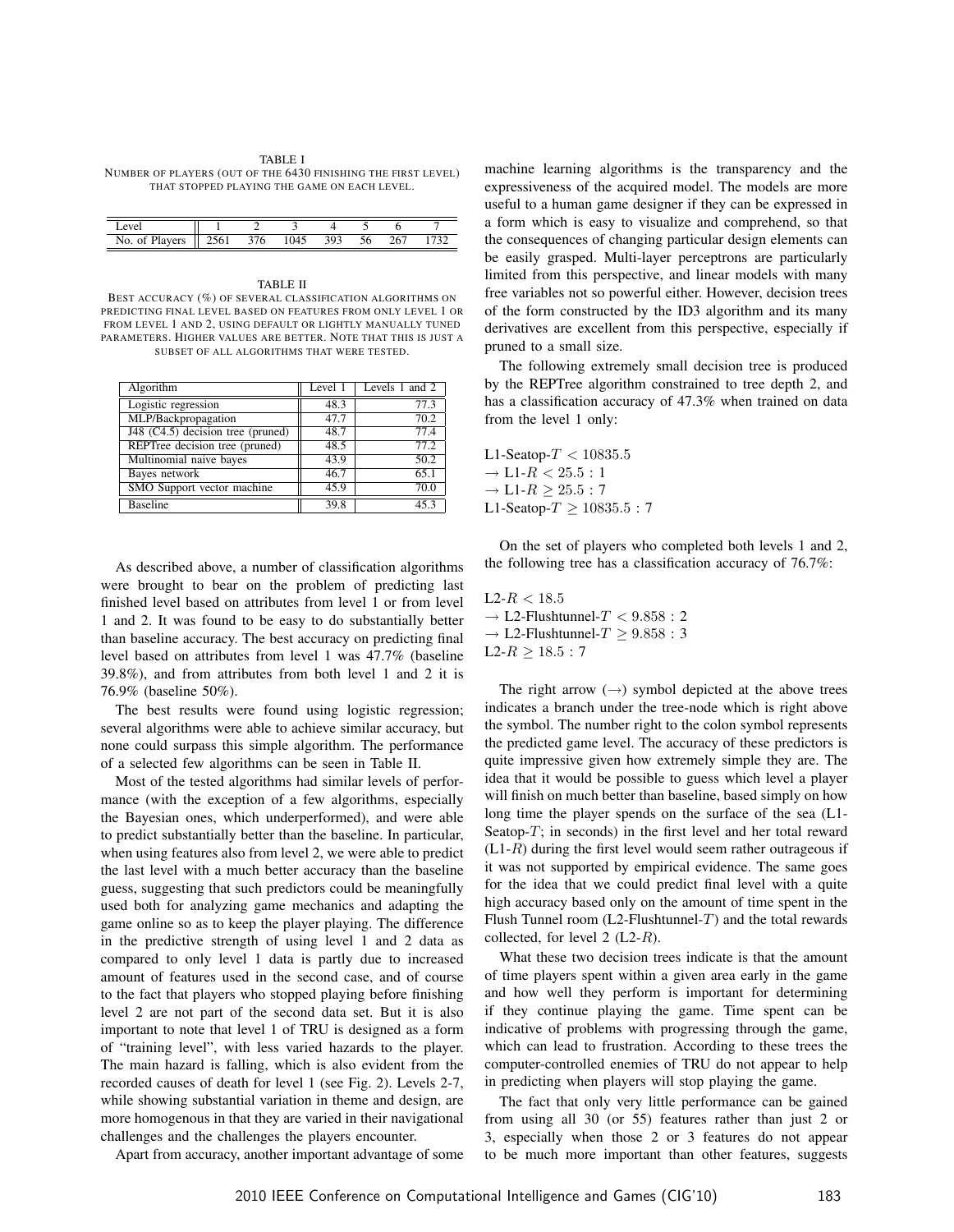TABLE I
NUMBER OF PLAYERS (OUT OF THE 6430 FINISHING THE FIRST LEVEL) THAT STOPPED PLAYING THE GAME ON EACH LEVEL.

| Level | 1 | 2 | 3 | 4 | 5 | 6 | 7 |
|---|---|---|---|---|---|---|---|
| No. of Players | 2561 | 376 | 1045 | 393 | 56 | 267 | 1732 |

TABLE II
BEST ACCURACY (%) OF SEVERAL CLASSIFICATION ALGORITHMS ON PREDICTING FINAL LEVEL BASED ON FEATURES FROM ONLY LEVEL 1 OR FROM LEVEL 1 AND 2, USING DEFAULT OR LIGHTLY MANUALLY TUNED PARAMETERS. HIGHER VALUES ARE BETTER. NOTE THAT THIS IS JUST A SUBSET OF ALL ALGORITHMS THAT WERE TESTED.

| Algorithm | Level 1 | Levels 1 and 2 |
|---|---|---|
| Logistic regression | 48.3 | 77.3 |
| MLP/Backpropagation | 47.7 | 70.2 |
| J48 (C4.5) decision tree (pruned) | 48.7 | 77.4 |
| REPTree decision tree (pruned) | 48.5 | 77.2 |
| Multinomial naive bayes | 43.9 | 50.2 |
| Bayes network | 46.7 | 65.1 |
| SMO Support vector machine | 45.9 | 70.0 |
| Baseline | 39.8 | 45.3 |

As described above, a number of classification algorithms were brought to bear on the problem of predicting last finished level based on attributes from level 1 or from level 1 and 2. It was found to be easy to do substantially better than baseline accuracy. The best accuracy on predicting final level based on attributes from level 1 was 47.7% (baseline 39.8%), and from attributes from both level 1 and 2 it is 76.9% (baseline 50%).

The best results were found using logistic regression; several algorithms were able to achieve similar accuracy, but none could surpass this simple algorithm. The performance of a selected few algorithms can be seen in Table II.

Most of the tested algorithms had similar levels of performance (with the exception of a few algorithms, especially the Bayesian ones, which underperformed), and were able to predict substantially better than the baseline. In particular, when using features also from level 2, we were able to predict the last level with a much better accuracy than the baseline guess, suggesting that such predictors could be meaningfully used both for analyzing game mechanics and adapting the game online so as to keep the player playing. The difference in the predictive strength of using level 1 and 2 data as compared to only level 1 data is partly due to increased amount of features used in the second case, and of course to the fact that players who stopped playing before finishing level 2 are not part of the second data set. But it is also important to note that level 1 of TRU is designed as a form of "training level", with less varied hazards to the player. The main hazard is falling, which is also evident from the recorded causes of death for level 1 (see Fig. 2). Levels 2-7, while showing substantial variation in theme and design, are more homogenous in that they are varied in their navigational challenges and the challenges the players encounter.

Apart from accuracy, another important advantage of some machine learning algorithms is the transparency and the expressiveness of the acquired model. The models are more useful to a human game designer if they can be expressed in a form which is easy to visualize and comprehend, so that the consequences of changing particular design elements can be easily grasped. Multi-layer perceptrons are particularly limited from this perspective, and linear models with many free variables not so powerful either. However, decision trees of the form constructed by the ID3 algorithm and its many derivatives are excellent from this perspective, especially if pruned to a small size.

The following extremely small decision tree is produced by the REPTree algorithm constrained to tree depth 2, and has a classification accuracy of 47.3% when trained on data from the level 1 only:

L1-Seatop-$T < 10835.5$
$\rightarrow$ L1-$R < 25.5$ : 1
$\rightarrow$ L1-$R \geq 25.5$ : 7
L1-Seatop-$T \geq 10835.5$ : 7

On the set of players who completed both levels 1 and 2, the following tree has a classification accuracy of 76.7%:

L2-$R < 18.5$
$\rightarrow$ L2-Flushtunnel-$T < 9.858$ : 2
$\rightarrow$ L2-Flushtunnel-$T \geq 9.858$ : 3
L2-$R \geq 18.5$ : 7

The right arrow ($\rightarrow$) symbol depicted at the above trees indicates a branch under the tree-node which is right above the symbol. The number right to the colon symbol represents the predicted game level. The accuracy of these predictors is quite impressive given how extremely simple they are. The idea that it would be possible to guess which level a player will finish on much better than baseline, based simply on how long time the player spends on the surface of the sea (L1-Seatop-$T$; in seconds) in the first level and her total reward (L1-$R$) during the first level would seem rather outrageous if it was not supported by empirical evidence. The same goes for the idea that we could predict final level with a quite high accuracy based only on the amount of time spent in the Flush Tunnel room (L2-Flushtunnel-$T$) and the total rewards collected, for level 2 (L2-$R$).

What these two decision trees indicate is that the amount of time players spent within a given area early in the game and how well they perform is important for determining if they continue playing the game. Time spent can be indicative of problems with progressing through the game, which can lead to frustration. According to these trees the computer-controlled enemies of TRU do not appear to help in predicting when players will stop playing the game.

The fact that only very little performance can be gained from using all 30 (or 55) features rather than just 2 or 3, especially when those 2 or 3 features do not appear to be much more important than other features, suggests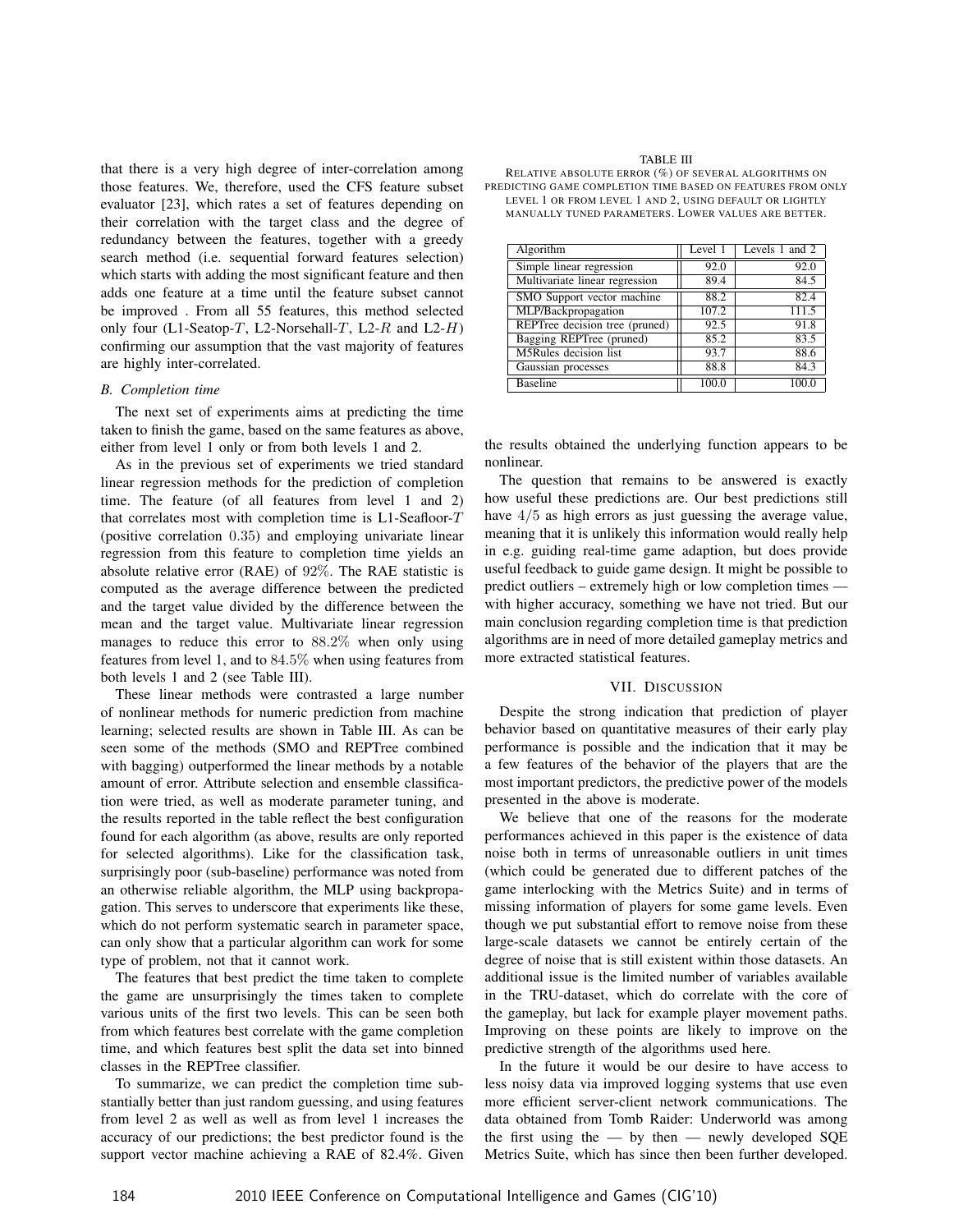that there is a very high degree of inter-correlation among those features. We, therefore, used the CFS feature subset evaluator [23], which rates a set of features depending on their correlation with the target class and the degree of redundancy between the features, together with a greedy search method (i.e. sequential forward features selection) which starts with adding the most significant feature and then adds one feature at a time until the feature subset cannot be improved . From all 55 features, this method selected only four (L1-Seatop-$T$, L2-Norsehall-$T$, L2-$R$ and L2-$H$) confirming our assumption that the vast majority of features are highly inter-correlated.

### B. Completion time

The next set of experiments aims at predicting the time taken to finish the game, based on the same features as above, either from level 1 only or from both levels 1 and 2.

As in the previous set of experiments we tried standard linear regression methods for the prediction of completion time. The feature (of all features from level 1 and 2) that correlates most with completion time is L1-Seafloor-$T$ (positive correlation $0.35$) and employing univariate linear regression from this feature to completion time yields an absolute relative error (RAE) of $92\%$. The RAE statistic is computed as the average difference between the predicted and the target value divided by the difference between the mean and the target value. Multivariate linear regression manages to reduce this error to $88.2\%$ when only using features from level 1, and to $84.5\%$ when using features from both levels 1 and 2 (see Table III).

These linear methods were contrasted a large number of nonlinear methods for numeric prediction from machine learning; selected results are shown in Table III. As can be seen some of the methods (SMO and REPTree combined with bagging) outperformed the linear methods by a notable amount of error. Attribute selection and ensemble classification were tried, as well as moderate parameter tuning, and the results reported in the table reflect the best configuration found for each algorithm (as above, results are only reported for selected algorithms). Like for the classification task, surprisingly poor (sub-baseline) performance was noted from an otherwise reliable algorithm, the MLP using backpropagation. This serves to underscore that experiments like these, which do not perform systematic search in parameter space, can only show that a particular algorithm can work for some type of problem, not that it cannot work.

The features that best predict the time taken to complete the game are unsurprisingly the times taken to complete various units of the first two levels. This can be seen both from which features best correlate with the game completion time, and which features best split the data set into binned classes in the REPTree classifier.

To summarize, we can predict the completion time substantially better than just random guessing, and using features from level 2 as well as well as from level 1 increases the accuracy of our predictions; the best predictor found is the support vector machine achieving a RAE of 82.4%. Given the results obtained the underlying function appears to be nonlinear.

TABLE III
RELATIVE ABSOLUTE ERROR (%) OF SEVERAL ALGORITHMS ON PREDICTING GAME COMPLETION TIME BASED ON FEATURES FROM ONLY LEVEL 1 OR FROM LEVEL 1 AND 2, USING DEFAULT OR LIGHTLY MANUALLY TUNED PARAMETERS. LOWER VALUES ARE BETTER.

| Algorithm | Level 1 | Levels 1 and 2 |
|---|---|---|
| Simple linear regression | 92.0 | 92.0 |
| Multivariate linear regression | 89.4 | 84.5 |
| SMO Support vector machine | 88.2 | 82.4 |
| MLP/Backpropagation | 107.2 | 111.5 |
| REPTree decision tree (pruned) | 92.5 | 91.8 |
| Bagging REPTree (pruned) | 85.2 | 83.5 |
| M5Rules decision list | 93.7 | 88.6 |
| Gaussian processes | 88.8 | 84.3 |
| Baseline | 100.0 | 100.0 |

The question that remains to be answered is exactly how useful these predictions are. Our best predictions still have $4/5$ as high errors as just guessing the average value, meaning that it is unlikely this information would really help in e.g. guiding real-time game adaption, but does provide useful feedback to guide game design. It might be possible to predict outliers – extremely high or low completion times — with higher accuracy, something we have not tried. But our main conclusion regarding completion time is that prediction algorithms are in need of more detailed gameplay metrics and more extracted statistical features.

## VII. DISCUSSION

Despite the strong indication that prediction of player behavior based on quantitative measures of their early play performance is possible and the indication that it may be a few features of the behavior of the players that are the most important predictors, the predictive power of the models presented in the above is moderate.

We believe that one of the reasons for the moderate performances achieved in this paper is the existence of data noise both in terms of unreasonable outliers in unit times (which could be generated due to different patches of the game interlocking with the Metrics Suite) and in terms of missing information of players for some game levels. Even though we put substantial effort to remove noise from these large-scale datasets we cannot be entirely certain of the degree of noise that is still existent within those datasets. An additional issue is the limited number of variables available in the TRU-dataset, which do correlate with the core of the gameplay, but lack for example player movement paths. Improving on these points are likely to improve on the predictive strength of the algorithms used here.

In the future it would be our desire to have access to less noisy data via improved logging systems that use even more efficient server-client network communications. The data obtained from Tomb Raider: Underworld was among the first using the — by then — newly developed SQE Metrics Suite, which has since then been further developed.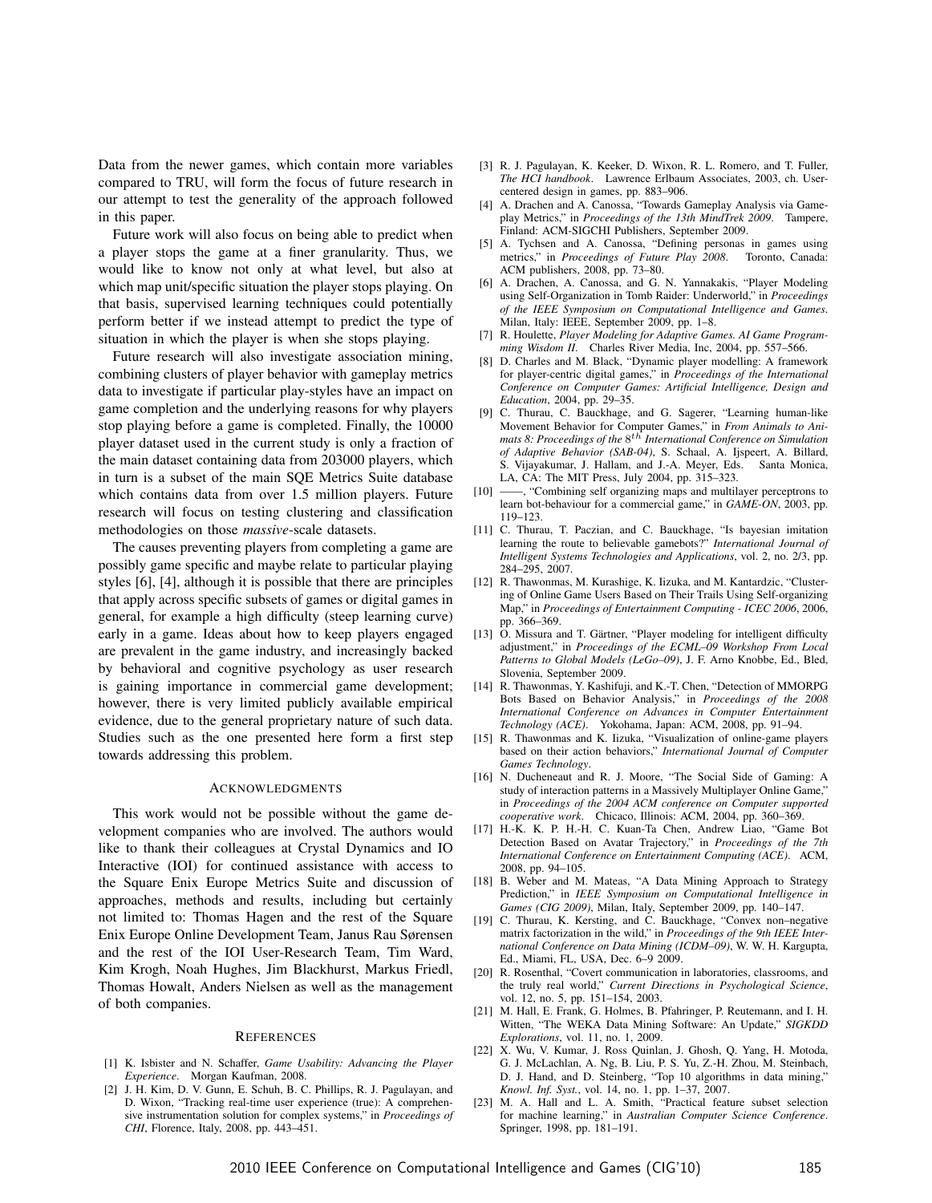Data from the newer games, which contain more variables compared to TRU, will form the focus of future research in our attempt to test the generality of the approach followed in this paper.

Future work will also focus on being able to predict when a player stops the game at a finer granularity. Thus, we would like to know not only at what level, but also at which map unit/specific situation the player stops playing. On that basis, supervised learning techniques could potentially perform better if we instead attempt to predict the type of situation in which the player is when she stops playing.

Future research will also investigate association mining, combining clusters of player behavior with gameplay metrics data to investigate if particular play-styles have an impact on game completion and the underlying reasons for why players stop playing before a game is completed. Finally, the 10000 player dataset used in the current study is only a fraction of the main dataset containing data from 203000 players, which in turn is a subset of the main SQE Metrics Suite database which contains data from over 1.5 million players. Future research will focus on testing clustering and classification methodologies on those *massive*-scale datasets.

The causes preventing players from completing a game are possibly game specific and maybe relate to particular playing styles [6], [4], although it is possible that there are principles that apply across specific subsets of games or digital games in general, for example a high difficulty (steep learning curve) early in a game. Ideas about how to keep players engaged are prevalent in the game industry, and increasingly backed by behavioral and cognitive psychology as user research is gaining importance in commercial game development; however, there is very limited publicly available empirical evidence, due to the general proprietary nature of such data. Studies such as the one presented here form a first step towards addressing this problem.

## Acknowledgments

This work would not be possible without the game development companies who are involved. The authors would like to thank their colleagues at Crystal Dynamics and IO Interactive (IOI) for continued assistance with access to the Square Enix Europe Metrics Suite and discussion of approaches, methods and results, including but certainly not limited to: Thomas Hagen and the rest of the Square Enix Europe Online Development Team, Janus Rau Sørensen and the rest of the IOI User-Research Team, Tim Ward, Kim Krogh, Noah Hughes, Jim Blackhurst, Markus Friedl, Thomas Howalt, Anders Nielsen as well as the management of both companies.

## References

[1] K. Isbister and N. Schaffer, *Game Usability: Advancing the Player Experience*. Morgan Kaufman, 2008.

[2] J. H. Kim, D. V. Gunn, E. Schuh, B. C. Phillips, R. J. Pagulayan, and D. Wixon, "Tracking real-time user experience (true): A comprehensive instrumentation solution for complex systems," in *Proceedings of CHI*, Florence, Italy, 2008, pp. 443–451.

[3] R. J. Pagulayan, K. Keeker, D. Wixon, R. L. Romero, and T. Fuller, *The HCI handbook*. Lawrence Erlbaum Associates, 2003, ch. User-centered design in games, pp. 883–906.

[4] A. Drachen and A. Canossa, "Towards Gameplay Analysis via Gameplay Metrics," in *Proceedings of the 13th MindTrek 2009*. Tampere, Finland: ACM-SIGCHI Publishers, September 2009.

[5] A. Tychsen and A. Canossa, "Defining personas in games using metrics," in *Proceedings of Future Play 2008*. Toronto, Canada: ACM publishers, 2008, pp. 73–80.

[6] A. Drachen, A. Canossa, and G. N. Yannakakis, "Player Modeling using Self-Organization in Tomb Raider: Underworld," in *Proceedings of the IEEE Symposium on Computational Intelligence and Games*. Milan, Italy: IEEE, September 2009, pp. 1–8.

[7] R. Houlette, *Player Modeling for Adaptive Games. AI Game Programming Wisdom II*. Charles River Media, Inc, 2004, pp. 557–566.

[8] D. Charles and M. Black, "Dynamic player modelling: A framework for player-centric digital games," in *Proceedings of the International Conference on Computer Games: Artificial Intelligence, Design and Education*, 2004, pp. 29–35.

[9] C. Thurau, C. Bauckhage, and G. Sagerer, "Learning human-like Movement Behavior for Computer Games," in *From Animals to Animats 8: Proceedings of the $8^{th}$ International Conference on Simulation of Adaptive Behavior (SAB-04)*, S. Schaal, A. Ijspeert, A. Billard, S. Vijayakumar, J. Hallam, and J.-A. Meyer, Eds. Santa Monica, LA, CA: The MIT Press, July 2004, pp. 315–323.

[10] ——, "Combining self organizing maps and multilayer perceptrons to learn bot-behaviour for a commercial game," in *GAME-ON*, 2003, pp. 119–123.

[11] C. Thurau, T. Paczian, and C. Bauckhage, "Is bayesian imitation learning the route to believable gamebots?" *International Journal of Intelligent Systems Technologies and Applications*, vol. 2, no. 2/3, pp. 284–295, 2007.

[12] R. Thawonmas, M. Kurashige, K. Iizuka, and M. Kantardzic, "Clustering of Online Game Users Based on Their Trails Using Self-organizing Map," in *Proceedings of Entertainment Computing - ICEC 2006*, 2006, pp. 366–369.

[13] O. Missura and T. Gärtner, "Player modeling for intelligent difficulty adjustment," in *Proceedings of the ECML–09 Workshop From Local Patterns to Global Models (LeGo–09)*, J. F. Arno Knobbe, Ed., Bled, Slovenia, September 2009.

[14] R. Thawonmas, Y. Kashifuji, and K.-T. Chen, "Detection of MMORPG Bots Based on Behavior Analysis," in *Proceedings of the 2008 International Conference on Advances in Computer Entertainment Technology (ACE)*. Yokohama, Japan: ACM, 2008, pp. 91–94.

[15] R. Thawonmas and K. Iizuka, "Visualization of online-game players based on their action behaviors," *International Journal of Computer Games Technology*.

[16] N. Ducheneaut and R. J. Moore, "The Social Side of Gaming: A study of interaction patterns in a Massively Multiplayer Online Game," in *Proceedings of the 2004 ACM conference on Computer supported cooperative work*. Chicaco, Illinois: ACM, 2004, pp. 360–369.

[17] H.-K. K. P. H.-H. C. Kuan-Ta Chen, Andrew Liao, "Game Bot Detection Based on Avatar Trajectory," in *Proceedings of the 7th International Conference on Entertainment Computing (ACE)*. ACM, 2008, pp. 94–105.

[18] B. Weber and M. Mateas, "A Data Mining Approach to Strategy Prediction," in *IEEE Symposium on Computational Intelligence in Games (CIG 2009)*, Milan, Italy, September 2009, pp. 140–147.

[19] C. Thurau, K. Kersting, and C. Bauckhage, "Convex non–negative matrix factorization in the wild," in *Proceedings of the 9th IEEE International Conference on Data Mining (ICDM–09)*, W. W. H. Kargupta, Ed., Miami, FL, USA, Dec. 6–9 2009.

[20] R. Rosenthal, "Covert communication in laboratories, classrooms, and the truly real world," *Current Directions in Psychological Science*, vol. 12, no. 5, pp. 151–154, 2003.

[21] M. Hall, E. Frank, G. Holmes, B. Pfahringer, P. Reutemann, and I. H. Witten, "The WEKA Data Mining Software: An Update," *SIGKDD Explorations*, vol. 11, no. 1, 2009.

[22] X. Wu, V. Kumar, J. Ross Quinlan, J. Ghosh, Q. Yang, H. Motoda, G. J. McLachlan, A. Ng, B. Liu, P. S. Yu, Z.-H. Zhou, M. Steinbach, D. J. Hand, and D. Steinberg, "Top 10 algorithms in data mining," *Knowl. Inf. Syst.*, vol. 14, no. 1, pp. 1–37, 2007.

[23] M. A. Hall and L. A. Smith, "Practical feature subset selection for machine learning," in *Australian Computer Science Conference*. Springer, 1998, pp. 181–191.